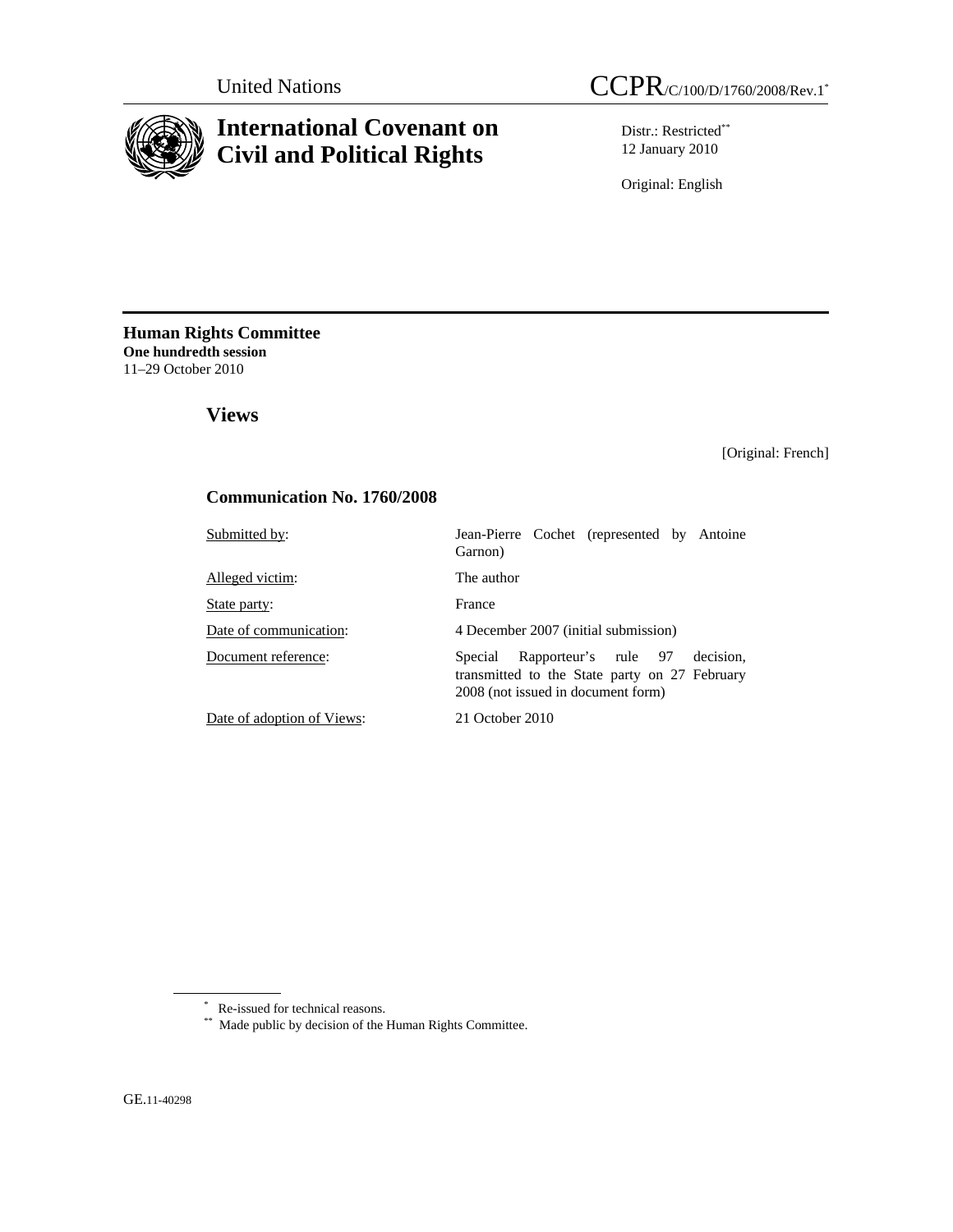United Nations

CCPR/C/100/D/1760/2008/Rev.1[*]

# International Covenant on Civil and Political Rights

Distr.: Restricted[**]
12 January 2010

Original: English

**Human Rights Committee**
**One hundredth session**
11–29 October 2010

## Views

[Original: French]

### Communication No. 1760/2008

| | |
|---|---|
| Submitted by: | Jean-Pierre Cochet (represented by Antoine Garnon) |
| Alleged victim: | The author |
| State party: | France |
| Date of communication: | 4 December 2007 (initial submission) |
| Document reference: | Special Rapporteur's rule 97 decision, transmitted to the State party on 27 February 2008 (not issued in document form) |
| Date of adoption of Views: | 21 October 2010 |

[*] Re-issued for technical reasons.

[**] Made public by decision of the Human Rights Committee.

GE.11-40298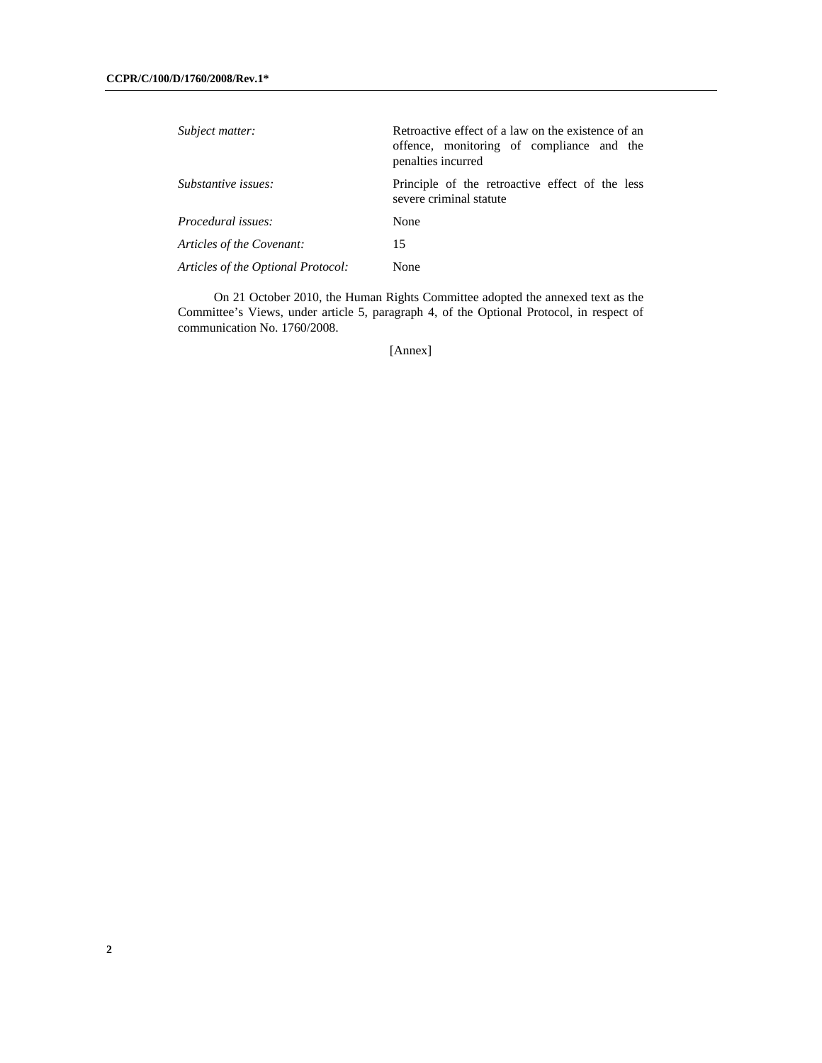| | |
|---|---|
| *Subject matter:* | Retroactive effect of a law on the existence of an offence, monitoring of compliance and the penalties incurred |
| *Substantive issues:* | Principle of the retroactive effect of the less severe criminal statute |
| *Procedural issues:* | None |
| *Articles of the Covenant:* | 15 |
| *Articles of the Optional Protocol:* | None |

On 21 October 2010, the Human Rights Committee adopted the annexed text as the Committee's Views, under article 5, paragraph 4, of the Optional Protocol, in respect of communication No. 1760/2008.

[Annex]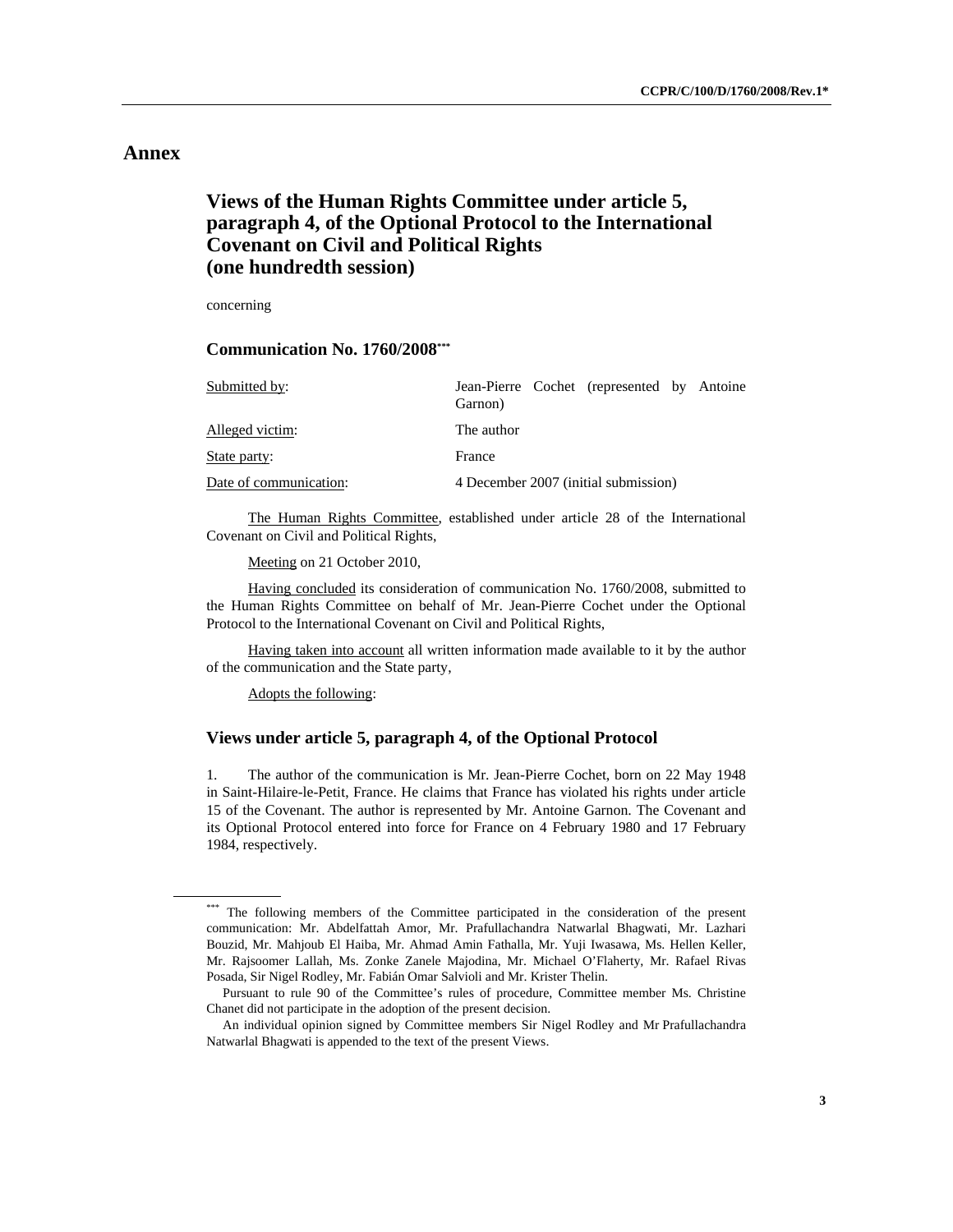# Annex

## Views of the Human Rights Committee under article 5, paragraph 4, of the Optional Protocol to the International Covenant on Civil and Political Rights (one hundredth session)

concerning

### Communication No. 1760/2008[***]

| | |
|---|---|
| Submitted by: | Jean-Pierre Cochet (represented by Antoine Garnon) |
| Alleged victim: | The author |
| State party: | France |
| Date of communication: | 4 December 2007 (initial submission) |

The Human Rights Committee, established under article 28 of the International Covenant on Civil and Political Rights,

Meeting on 21 October 2010,

Having concluded its consideration of communication No. 1760/2008, submitted to the Human Rights Committee on behalf of Mr. Jean-Pierre Cochet under the Optional Protocol to the International Covenant on Civil and Political Rights,

Having taken into account all written information made available to it by the author of the communication and the State party,

Adopts the following:

### Views under article 5, paragraph 4, of the Optional Protocol

1. The author of the communication is Mr. Jean-Pierre Cochet, born on 22 May 1948 in Saint-Hilaire-le-Petit, France. He claims that France has violated his rights under article 15 of the Covenant. The author is represented by Mr. Antoine Garnon. The Covenant and its Optional Protocol entered into force for France on 4 February 1980 and 17 February 1984, respectively.

---

[***] The following members of the Committee participated in the consideration of the present communication: Mr. Abdelfattah Amor, Mr. Prafullachandra Natwarlal Bhagwati, Mr. Lazhari Bouzid, Mr. Mahjoub El Haiba, Mr. Ahmad Amin Fathalla, Mr. Yuji Iwasawa, Ms. Hellen Keller, Mr. Rajsoomer Lallah, Ms. Zonke Zanele Majodina, Mr. Michael O'Flaherty, Mr. Rafael Rivas Posada, Sir Nigel Rodley, Mr. Fabián Omar Salvioli and Mr. Krister Thelin.

Pursuant to rule 90 of the Committee's rules of procedure, Committee member Ms. Christine Chanet did not participate in the adoption of the present decision.

An individual opinion signed by Committee members Sir Nigel Rodley and Mr Prafullachandra Natwarlal Bhagwati is appended to the text of the present Views.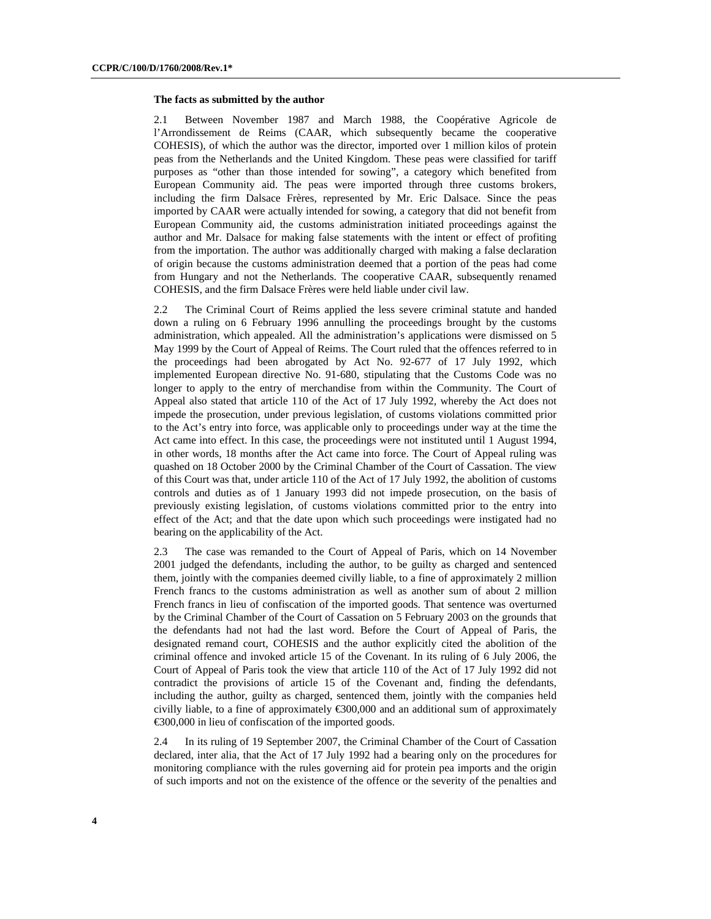### The facts as submitted by the author

2.1 Between November 1987 and March 1988, the Coopérative Agricole de l'Arrondissement de Reims (CAAR, which subsequently became the cooperative COHESIS), of which the author was the director, imported over 1 million kilos of protein peas from the Netherlands and the United Kingdom. These peas were classified for tariff purposes as "other than those intended for sowing", a category which benefited from European Community aid. The peas were imported through three customs brokers, including the firm Dalsace Frères, represented by Mr. Eric Dalsace. Since the peas imported by CAAR were actually intended for sowing, a category that did not benefit from European Community aid, the customs administration initiated proceedings against the author and Mr. Dalsace for making false statements with the intent or effect of profiting from the importation. The author was additionally charged with making a false declaration of origin because the customs administration deemed that a portion of the peas had come from Hungary and not the Netherlands. The cooperative CAAR, subsequently renamed COHESIS, and the firm Dalsace Frères were held liable under civil law.

2.2 The Criminal Court of Reims applied the less severe criminal statute and handed down a ruling on 6 February 1996 annulling the proceedings brought by the customs administration, which appealed. All the administration's applications were dismissed on 5 May 1999 by the Court of Appeal of Reims. The Court ruled that the offences referred to in the proceedings had been abrogated by Act No. 92-677 of 17 July 1992, which implemented European directive No. 91-680, stipulating that the Customs Code was no longer to apply to the entry of merchandise from within the Community. The Court of Appeal also stated that article 110 of the Act of 17 July 1992, whereby the Act does not impede the prosecution, under previous legislation, of customs violations committed prior to the Act's entry into force, was applicable only to proceedings under way at the time the Act came into effect. In this case, the proceedings were not instituted until 1 August 1994, in other words, 18 months after the Act came into force. The Court of Appeal ruling was quashed on 18 October 2000 by the Criminal Chamber of the Court of Cassation. The view of this Court was that, under article 110 of the Act of 17 July 1992, the abolition of customs controls and duties as of 1 January 1993 did not impede prosecution, on the basis of previously existing legislation, of customs violations committed prior to the entry into effect of the Act; and that the date upon which such proceedings were instigated had no bearing on the applicability of the Act.

2.3 The case was remanded to the Court of Appeal of Paris, which on 14 November 2001 judged the defendants, including the author, to be guilty as charged and sentenced them, jointly with the companies deemed civilly liable, to a fine of approximately 2 million French francs to the customs administration as well as another sum of about 2 million French francs in lieu of confiscation of the imported goods. That sentence was overturned by the Criminal Chamber of the Court of Cassation on 5 February 2003 on the grounds that the defendants had not had the last word. Before the Court of Appeal of Paris, the designated remand court, COHESIS and the author explicitly cited the abolition of the criminal offence and invoked article 15 of the Covenant. In its ruling of 6 July 2006, the Court of Appeal of Paris took the view that article 110 of the Act of 17 July 1992 did not contradict the provisions of article 15 of the Covenant and, finding the defendants, including the author, guilty as charged, sentenced them, jointly with the companies held civilly liable, to a fine of approximately €300,000 and an additional sum of approximately €300,000 in lieu of confiscation of the imported goods.

2.4 In its ruling of 19 September 2007, the Criminal Chamber of the Court of Cassation declared, inter alia, that the Act of 17 July 1992 had a bearing only on the procedures for monitoring compliance with the rules governing aid for protein pea imports and the origin of such imports and not on the existence of the offence or the severity of the penalties and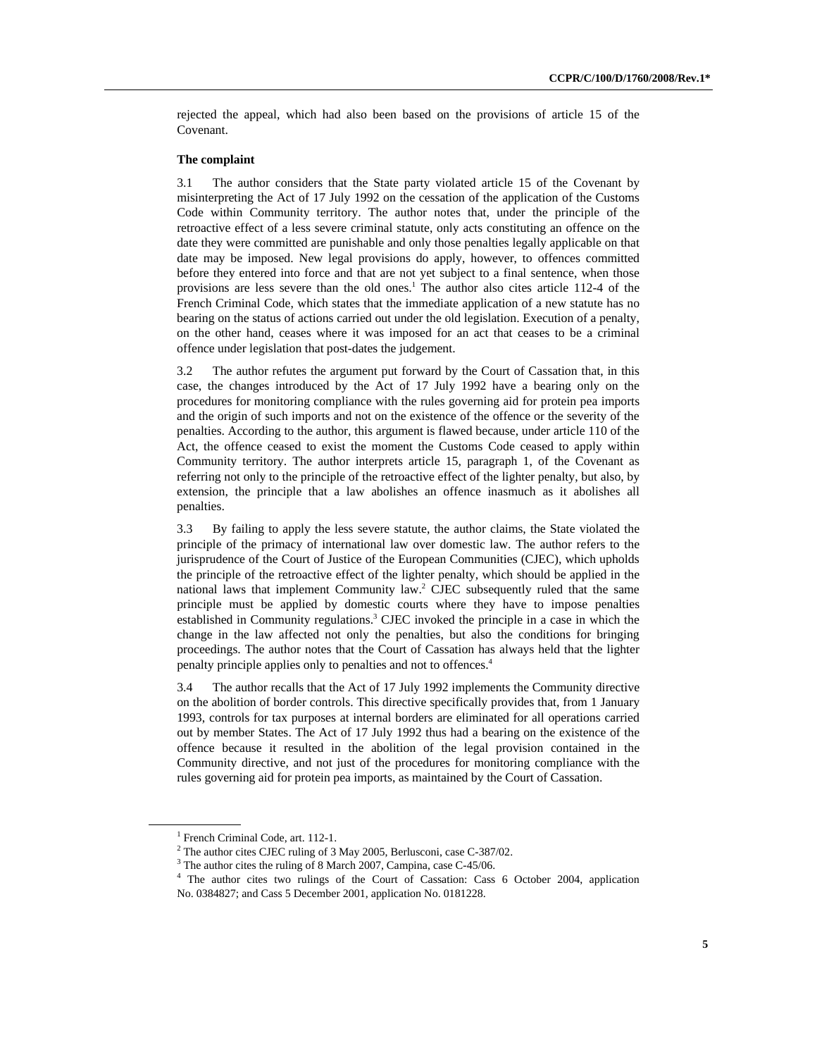rejected the appeal, which had also been based on the provisions of article 15 of the Covenant.

**The complaint**

3.1 The author considers that the State party violated article 15 of the Covenant by misinterpreting the Act of 17 July 1992 on the cessation of the application of the Customs Code within Community territory. The author notes that, under the principle of the retroactive effect of a less severe criminal statute, only acts constituting an offence on the date they were committed are punishable and only those penalties legally applicable on that date may be imposed. New legal provisions do apply, however, to offences committed before they entered into force and that are not yet subject to a final sentence, when those provisions are less severe than the old ones.[1] The author also cites article 112-4 of the French Criminal Code, which states that the immediate application of a new statute has no bearing on the status of actions carried out under the old legislation. Execution of a penalty, on the other hand, ceases where it was imposed for an act that ceases to be a criminal offence under legislation that post-dates the judgement.

3.2 The author refutes the argument put forward by the Court of Cassation that, in this case, the changes introduced by the Act of 17 July 1992 have a bearing only on the procedures for monitoring compliance with the rules governing aid for protein pea imports and the origin of such imports and not on the existence of the offence or the severity of the penalties. According to the author, this argument is flawed because, under article 110 of the Act, the offence ceased to exist the moment the Customs Code ceased to apply within Community territory. The author interprets article 15, paragraph 1, of the Covenant as referring not only to the principle of the retroactive effect of the lighter penalty, but also, by extension, the principle that a law abolishes an offence inasmuch as it abolishes all penalties.

3.3 By failing to apply the less severe statute, the author claims, the State violated the principle of the primacy of international law over domestic law. The author refers to the jurisprudence of the Court of Justice of the European Communities (CJEC), which upholds the principle of the retroactive effect of the lighter penalty, which should be applied in the national laws that implement Community law.[2] CJEC subsequently ruled that the same principle must be applied by domestic courts where they have to impose penalties established in Community regulations.[3] CJEC invoked the principle in a case in which the change in the law affected not only the penalties, but also the conditions for bringing proceedings. The author notes that the Court of Cassation has always held that the lighter penalty principle applies only to penalties and not to offences.[4]

3.4 The author recalls that the Act of 17 July 1992 implements the Community directive on the abolition of border controls. This directive specifically provides that, from 1 January 1993, controls for tax purposes at internal borders are eliminated for all operations carried out by member States. The Act of 17 July 1992 thus had a bearing on the existence of the offence because it resulted in the abolition of the legal provision contained in the Community directive, and not just of the procedures for monitoring compliance with the rules governing aid for protein pea imports, as maintained by the Court of Cassation.

---

[1] French Criminal Code, art. 112-1.

[2] The author cites CJEC ruling of 3 May 2005, Berlusconi, case C-387/02.

[3] The author cites the ruling of 8 March 2007, Campina, case C-45/06.

[4] The author cites two rulings of the Court of Cassation: Cass 6 October 2004, application No. 0384827; and Cass 5 December 2001, application No. 0181228.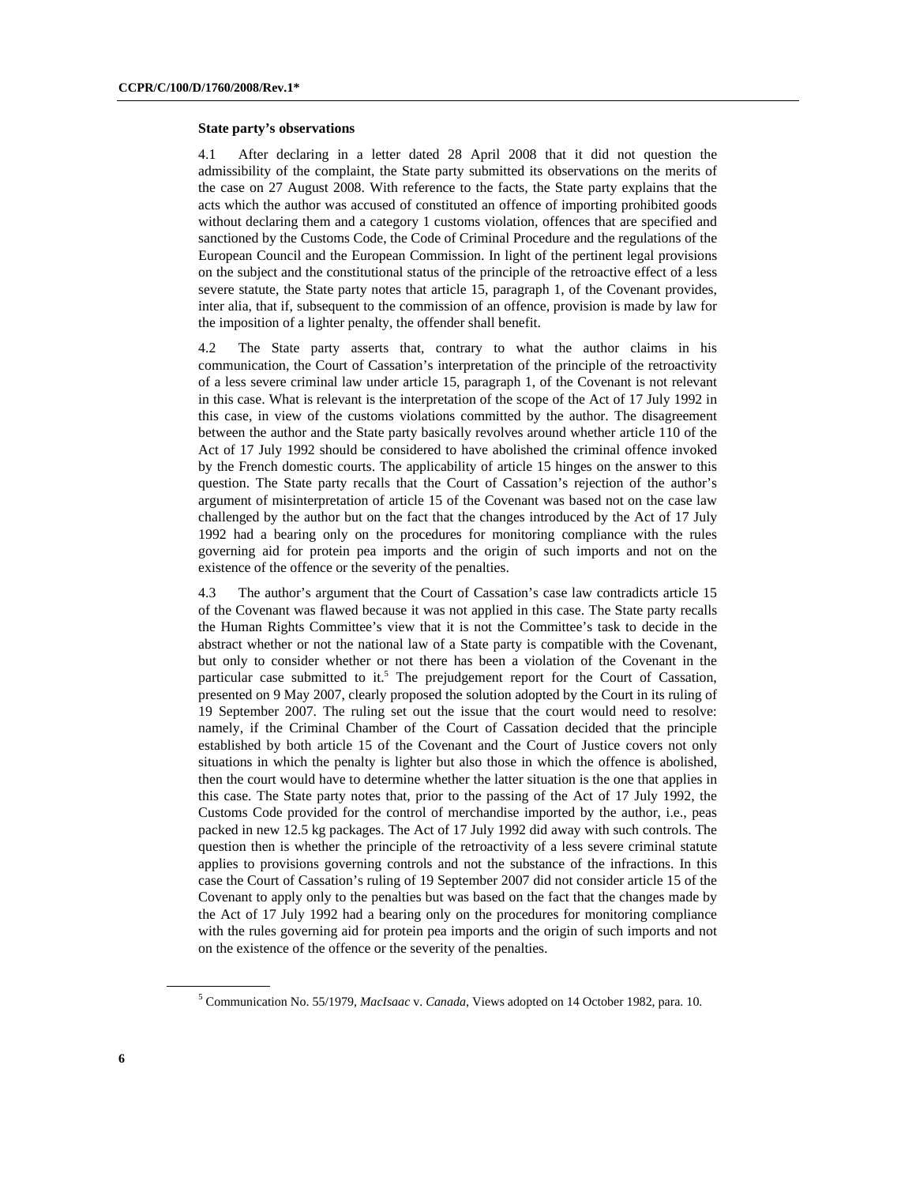**State party's observations**

4.1 After declaring in a letter dated 28 April 2008 that it did not question the admissibility of the complaint, the State party submitted its observations on the merits of the case on 27 August 2008. With reference to the facts, the State party explains that the acts which the author was accused of constituted an offence of importing prohibited goods without declaring them and a category 1 customs violation, offences that are specified and sanctioned by the Customs Code, the Code of Criminal Procedure and the regulations of the European Council and the European Commission. In light of the pertinent legal provisions on the subject and the constitutional status of the principle of the retroactive effect of a less severe statute, the State party notes that article 15, paragraph 1, of the Covenant provides, inter alia, that if, subsequent to the commission of an offence, provision is made by law for the imposition of a lighter penalty, the offender shall benefit.

4.2 The State party asserts that, contrary to what the author claims in his communication, the Court of Cassation's interpretation of the principle of the retroactivity of a less severe criminal law under article 15, paragraph 1, of the Covenant is not relevant in this case. What is relevant is the interpretation of the scope of the Act of 17 July 1992 in this case, in view of the customs violations committed by the author. The disagreement between the author and the State party basically revolves around whether article 110 of the Act of 17 July 1992 should be considered to have abolished the criminal offence invoked by the French domestic courts. The applicability of article 15 hinges on the answer to this question. The State party recalls that the Court of Cassation's rejection of the author's argument of misinterpretation of article 15 of the Covenant was based not on the case law challenged by the author but on the fact that the changes introduced by the Act of 17 July 1992 had a bearing only on the procedures for monitoring compliance with the rules governing aid for protein pea imports and the origin of such imports and not on the existence of the offence or the severity of the penalties.

4.3 The author's argument that the Court of Cassation's case law contradicts article 15 of the Covenant was flawed because it was not applied in this case. The State party recalls the Human Rights Committee's view that it is not the Committee's task to decide in the abstract whether or not the national law of a State party is compatible with the Covenant, but only to consider whether or not there has been a violation of the Covenant in the particular case submitted to it.[5] The prejudgement report for the Court of Cassation, presented on 9 May 2007, clearly proposed the solution adopted by the Court in its ruling of 19 September 2007. The ruling set out the issue that the court would need to resolve: namely, if the Criminal Chamber of the Court of Cassation decided that the principle established by both article 15 of the Covenant and the Court of Justice covers not only situations in which the penalty is lighter but also those in which the offence is abolished, then the court would have to determine whether the latter situation is the one that applies in this case. The State party notes that, prior to the passing of the Act of 17 July 1992, the Customs Code provided for the control of merchandise imported by the author, i.e., peas packed in new 12.5 kg packages. The Act of 17 July 1992 did away with such controls. The question then is whether the principle of the retroactivity of a less severe criminal statute applies to provisions governing controls and not the substance of the infractions. In this case the Court of Cassation's ruling of 19 September 2007 did not consider article 15 of the Covenant to apply only to the penalties but was based on the fact that the changes made by the Act of 17 July 1992 had a bearing only on the procedures for monitoring compliance with the rules governing aid for protein pea imports and the origin of such imports and not on the existence of the offence or the severity of the penalties.

---

[5] Communication No. 55/1979, *MacIsaac* v. *Canada*, Views adopted on 14 October 1982, para. 10.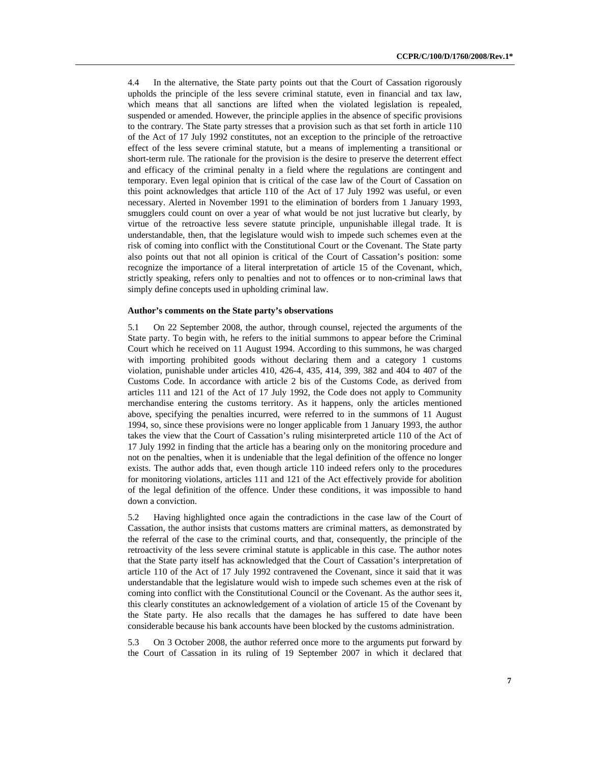4.4 In the alternative, the State party points out that the Court of Cassation rigorously upholds the principle of the less severe criminal statute, even in financial and tax law, which means that all sanctions are lifted when the violated legislation is repealed, suspended or amended. However, the principle applies in the absence of specific provisions to the contrary. The State party stresses that a provision such as that set forth in article 110 of the Act of 17 July 1992 constitutes, not an exception to the principle of the retroactive effect of the less severe criminal statute, but a means of implementing a transitional or short-term rule. The rationale for the provision is the desire to preserve the deterrent effect and efficacy of the criminal penalty in a field where the regulations are contingent and temporary. Even legal opinion that is critical of the case law of the Court of Cassation on this point acknowledges that article 110 of the Act of 17 July 1992 was useful, or even necessary. Alerted in November 1991 to the elimination of borders from 1 January 1993, smugglers could count on over a year of what would be not just lucrative but clearly, by virtue of the retroactive less severe statute principle, unpunishable illegal trade. It is understandable, then, that the legislature would wish to impede such schemes even at the risk of coming into conflict with the Constitutional Court or the Covenant. The State party also points out that not all opinion is critical of the Court of Cassation's position: some recognize the importance of a literal interpretation of article 15 of the Covenant, which, strictly speaking, refers only to penalties and not to offences or to non-criminal laws that simply define concepts used in upholding criminal law.

**Author's comments on the State party's observations**

5.1 On 22 September 2008, the author, through counsel, rejected the arguments of the State party. To begin with, he refers to the initial summons to appear before the Criminal Court which he received on 11 August 1994. According to this summons, he was charged with importing prohibited goods without declaring them and a category 1 customs violation, punishable under articles 410, 426-4, 435, 414, 399, 382 and 404 to 407 of the Customs Code. In accordance with article 2 bis of the Customs Code, as derived from articles 111 and 121 of the Act of 17 July 1992, the Code does not apply to Community merchandise entering the customs territory. As it happens, only the articles mentioned above, specifying the penalties incurred, were referred to in the summons of 11 August 1994, so, since these provisions were no longer applicable from 1 January 1993, the author takes the view that the Court of Cassation's ruling misinterpreted article 110 of the Act of 17 July 1992 in finding that the article has a bearing only on the monitoring procedure and not on the penalties, when it is undeniable that the legal definition of the offence no longer exists. The author adds that, even though article 110 indeed refers only to the procedures for monitoring violations, articles 111 and 121 of the Act effectively provide for abolition of the legal definition of the offence. Under these conditions, it was impossible to hand down a conviction.

5.2 Having highlighted once again the contradictions in the case law of the Court of Cassation, the author insists that customs matters are criminal matters, as demonstrated by the referral of the case to the criminal courts, and that, consequently, the principle of the retroactivity of the less severe criminal statute is applicable in this case. The author notes that the State party itself has acknowledged that the Court of Cassation's interpretation of article 110 of the Act of 17 July 1992 contravened the Covenant, since it said that it was understandable that the legislature would wish to impede such schemes even at the risk of coming into conflict with the Constitutional Council or the Covenant. As the author sees it, this clearly constitutes an acknowledgement of a violation of article 15 of the Covenant by the State party. He also recalls that the damages he has suffered to date have been considerable because his bank accounts have been blocked by the customs administration.

5.3 On 3 October 2008, the author referred once more to the arguments put forward by the Court of Cassation in its ruling of 19 September 2007 in which it declared that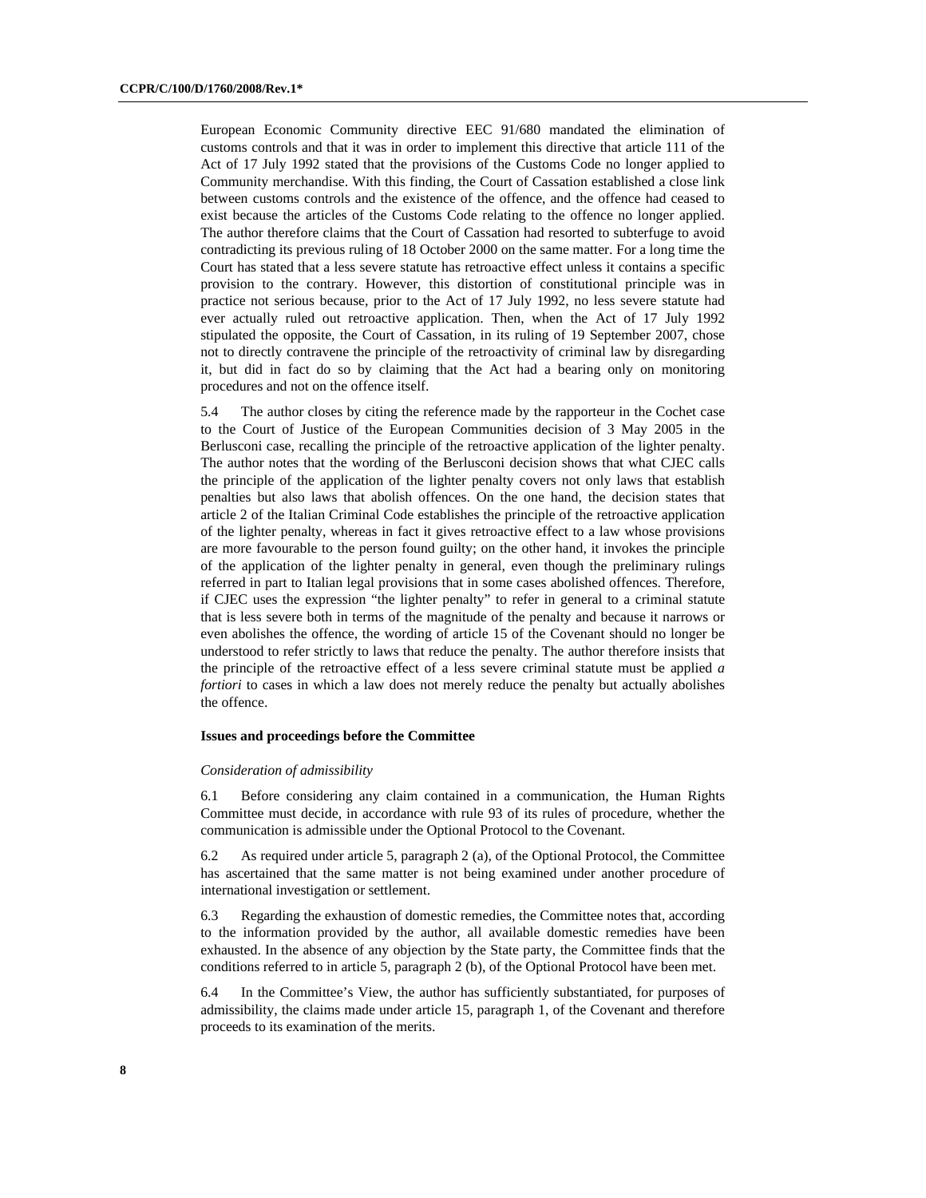European Economic Community directive EEC 91/680 mandated the elimination of customs controls and that it was in order to implement this directive that article 111 of the Act of 17 July 1992 stated that the provisions of the Customs Code no longer applied to Community merchandise. With this finding, the Court of Cassation established a close link between customs controls and the existence of the offence, and the offence had ceased to exist because the articles of the Customs Code relating to the offence no longer applied. The author therefore claims that the Court of Cassation had resorted to subterfuge to avoid contradicting its previous ruling of 18 October 2000 on the same matter. For a long time the Court has stated that a less severe statute has retroactive effect unless it contains a specific provision to the contrary. However, this distortion of constitutional principle was in practice not serious because, prior to the Act of 17 July 1992, no less severe statute had ever actually ruled out retroactive application. Then, when the Act of 17 July 1992 stipulated the opposite, the Court of Cassation, in its ruling of 19 September 2007, chose not to directly contravene the principle of the retroactivity of criminal law by disregarding it, but did in fact do so by claiming that the Act had a bearing only on monitoring procedures and not on the offence itself.

5.4 The author closes by citing the reference made by the rapporteur in the Cochet case to the Court of Justice of the European Communities decision of 3 May 2005 in the Berlusconi case, recalling the principle of the retroactive application of the lighter penalty. The author notes that the wording of the Berlusconi decision shows that what CJEC calls the principle of the application of the lighter penalty covers not only laws that establish penalties but also laws that abolish offences. On the one hand, the decision states that article 2 of the Italian Criminal Code establishes the principle of the retroactive application of the lighter penalty, whereas in fact it gives retroactive effect to a law whose provisions are more favourable to the person found guilty; on the other hand, it invokes the principle of the application of the lighter penalty in general, even though the preliminary rulings referred in part to Italian legal provisions that in some cases abolished offences. Therefore, if CJEC uses the expression "the lighter penalty" to refer in general to a criminal statute that is less severe both in terms of the magnitude of the penalty and because it narrows or even abolishes the offence, the wording of article 15 of the Covenant should no longer be understood to refer strictly to laws that reduce the penalty. The author therefore insists that the principle of the retroactive effect of a less severe criminal statute must be applied *a fortiori* to cases in which a law does not merely reduce the penalty but actually abolishes the offence.

**Issues and proceedings before the Committee**

*Consideration of admissibility*

6.1 Before considering any claim contained in a communication, the Human Rights Committee must decide, in accordance with rule 93 of its rules of procedure, whether the communication is admissible under the Optional Protocol to the Covenant.

6.2 As required under article 5, paragraph 2 (a), of the Optional Protocol, the Committee has ascertained that the same matter is not being examined under another procedure of international investigation or settlement.

6.3 Regarding the exhaustion of domestic remedies, the Committee notes that, according to the information provided by the author, all available domestic remedies have been exhausted. In the absence of any objection by the State party, the Committee finds that the conditions referred to in article 5, paragraph 2 (b), of the Optional Protocol have been met.

6.4 In the Committee's View, the author has sufficiently substantiated, for purposes of admissibility, the claims made under article 15, paragraph 1, of the Covenant and therefore proceeds to its examination of the merits.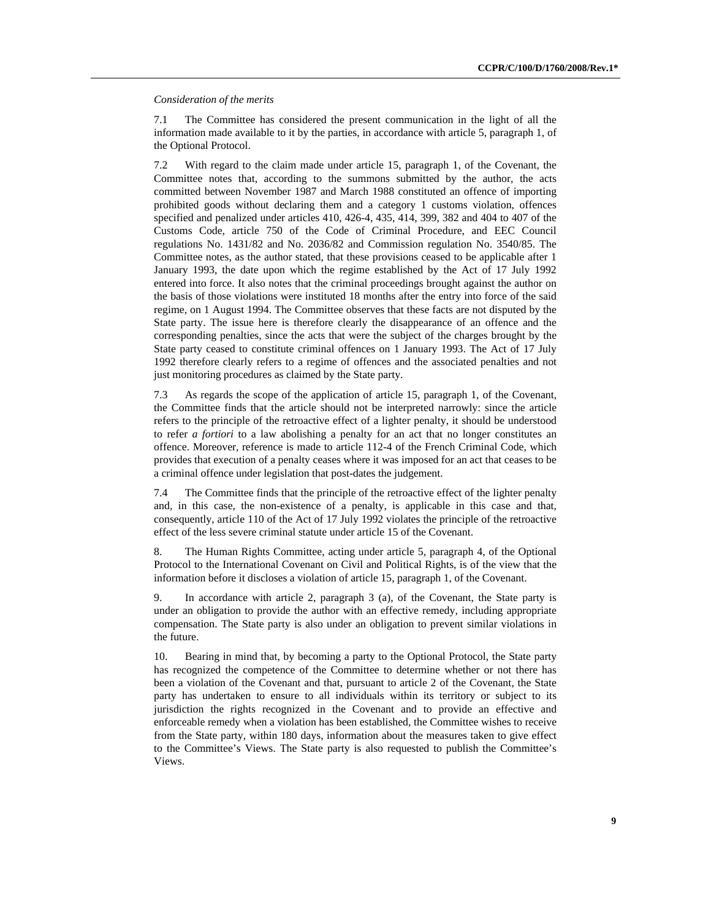*Consideration of the merits*

7.1 The Committee has considered the present communication in the light of all the information made available to it by the parties, in accordance with article 5, paragraph 1, of the Optional Protocol.

7.2 With regard to the claim made under article 15, paragraph 1, of the Covenant, the Committee notes that, according to the summons submitted by the author, the acts committed between November 1987 and March 1988 constituted an offence of importing prohibited goods without declaring them and a category 1 customs violation, offences specified and penalized under articles 410, 426-4, 435, 414, 399, 382 and 404 to 407 of the Customs Code, article 750 of the Code of Criminal Procedure, and EEC Council regulations No. 1431/82 and No. 2036/82 and Commission regulation No. 3540/85. The Committee notes, as the author stated, that these provisions ceased to be applicable after 1 January 1993, the date upon which the regime established by the Act of 17 July 1992 entered into force. It also notes that the criminal proceedings brought against the author on the basis of those violations were instituted 18 months after the entry into force of the said regime, on 1 August 1994. The Committee observes that these facts are not disputed by the State party. The issue here is therefore clearly the disappearance of an offence and the corresponding penalties, since the acts that were the subject of the charges brought by the State party ceased to constitute criminal offences on 1 January 1993. The Act of 17 July 1992 therefore clearly refers to a regime of offences and the associated penalties and not just monitoring procedures as claimed by the State party.

7.3 As regards the scope of the application of article 15, paragraph 1, of the Covenant, the Committee finds that the article should not be interpreted narrowly: since the article refers to the principle of the retroactive effect of a lighter penalty, it should be understood to refer *a fortiori* to a law abolishing a penalty for an act that no longer constitutes an offence. Moreover, reference is made to article 112-4 of the French Criminal Code, which provides that execution of a penalty ceases where it was imposed for an act that ceases to be a criminal offence under legislation that post-dates the judgement.

7.4 The Committee finds that the principle of the retroactive effect of the lighter penalty and, in this case, the non-existence of a penalty, is applicable in this case and that, consequently, article 110 of the Act of 17 July 1992 violates the principle of the retroactive effect of the less severe criminal statute under article 15 of the Covenant.

8. The Human Rights Committee, acting under article 5, paragraph 4, of the Optional Protocol to the International Covenant on Civil and Political Rights, is of the view that the information before it discloses a violation of article 15, paragraph 1, of the Covenant.

9. In accordance with article 2, paragraph 3 (a), of the Covenant, the State party is under an obligation to provide the author with an effective remedy, including appropriate compensation. The State party is also under an obligation to prevent similar violations in the future.

10. Bearing in mind that, by becoming a party to the Optional Protocol, the State party has recognized the competence of the Committee to determine whether or not there has been a violation of the Covenant and that, pursuant to article 2 of the Covenant, the State party has undertaken to ensure to all individuals within its territory or subject to its jurisdiction the rights recognized in the Covenant and to provide an effective and enforceable remedy when a violation has been established, the Committee wishes to receive from the State party, within 180 days, information about the measures taken to give effect to the Committee's Views. The State party is also requested to publish the Committee's Views.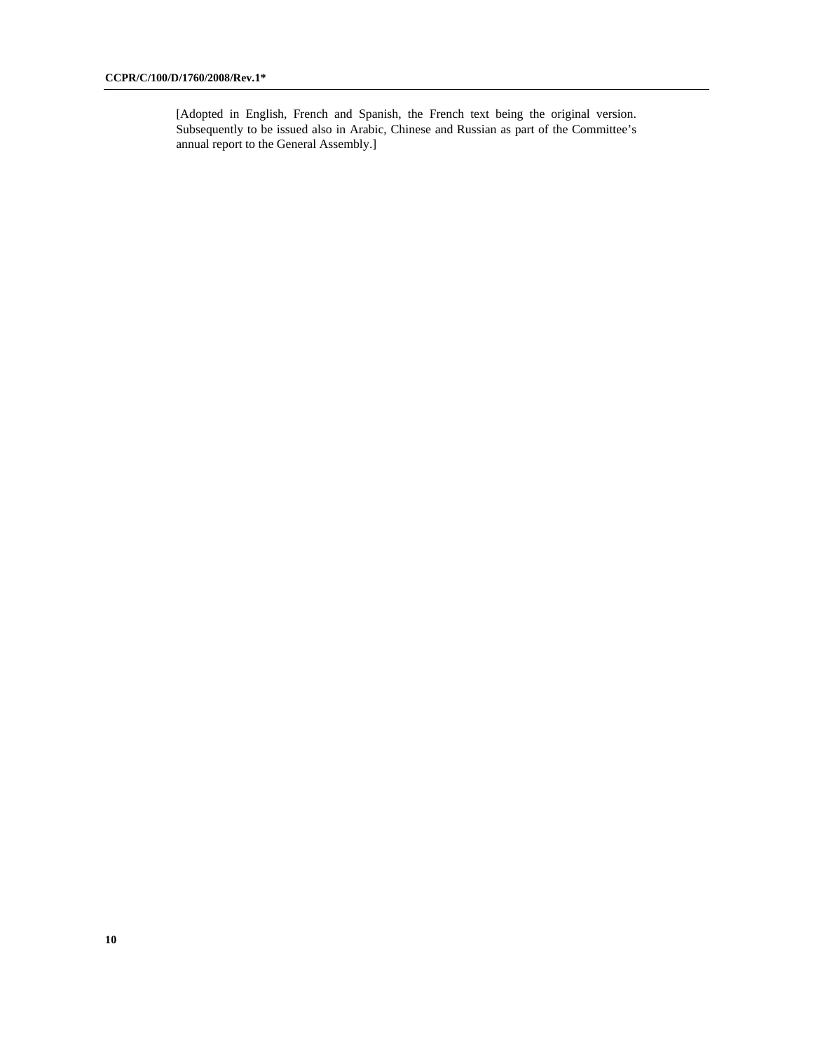[Adopted in English, French and Spanish, the French text being the original version. Subsequently to be issued also in Arabic, Chinese and Russian as part of the Committee's annual report to the General Assembly.]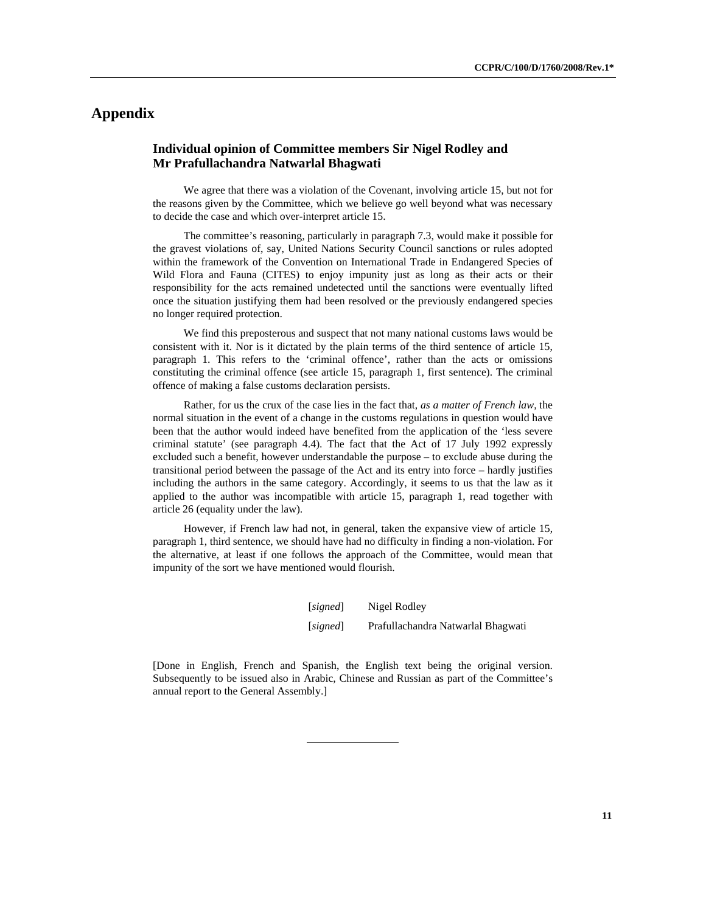# Appendix

## Individual opinion of Committee members Sir Nigel Rodley and Mr Prafullachandra Natwarlal Bhagwati

We agree that there was a violation of the Covenant, involving article 15, but not for the reasons given by the Committee, which we believe go well beyond what was necessary to decide the case and which over-interpret article 15.

The committee's reasoning, particularly in paragraph 7.3, would make it possible for the gravest violations of, say, United Nations Security Council sanctions or rules adopted within the framework of the Convention on International Trade in Endangered Species of Wild Flora and Fauna (CITES) to enjoy impunity just as long as their acts or their responsibility for the acts remained undetected until the sanctions were eventually lifted once the situation justifying them had been resolved or the previously endangered species no longer required protection.

We find this preposterous and suspect that not many national customs laws would be consistent with it. Nor is it dictated by the plain terms of the third sentence of article 15, paragraph 1. This refers to the 'criminal offence', rather than the acts or omissions constituting the criminal offence (see article 15, paragraph 1, first sentence). The criminal offence of making a false customs declaration persists.

Rather, for us the crux of the case lies in the fact that, *as a matter of French law*, the normal situation in the event of a change in the customs regulations in question would have been that the author would indeed have benefited from the application of the 'less severe criminal statute' (see paragraph 4.4). The fact that the Act of 17 July 1992 expressly excluded such a benefit, however understandable the purpose – to exclude abuse during the transitional period between the passage of the Act and its entry into force – hardly justifies including the authors in the same category. Accordingly, it seems to us that the law as it applied to the author was incompatible with article 15, paragraph 1, read together with article 26 (equality under the law).

However, if French law had not, in general, taken the expansive view of article 15, paragraph 1, third sentence, we should have had no difficulty in finding a non-violation. For the alternative, at least if one follows the approach of the Committee, would mean that impunity of the sort we have mentioned would flourish.

[*signed*] Nigel Rodley

[*signed*] Prafullachandra Natwarlal Bhagwati

[Done in English, French and Spanish, the English text being the original version. Subsequently to be issued also in Arabic, Chinese and Russian as part of the Committee's annual report to the General Assembly.]